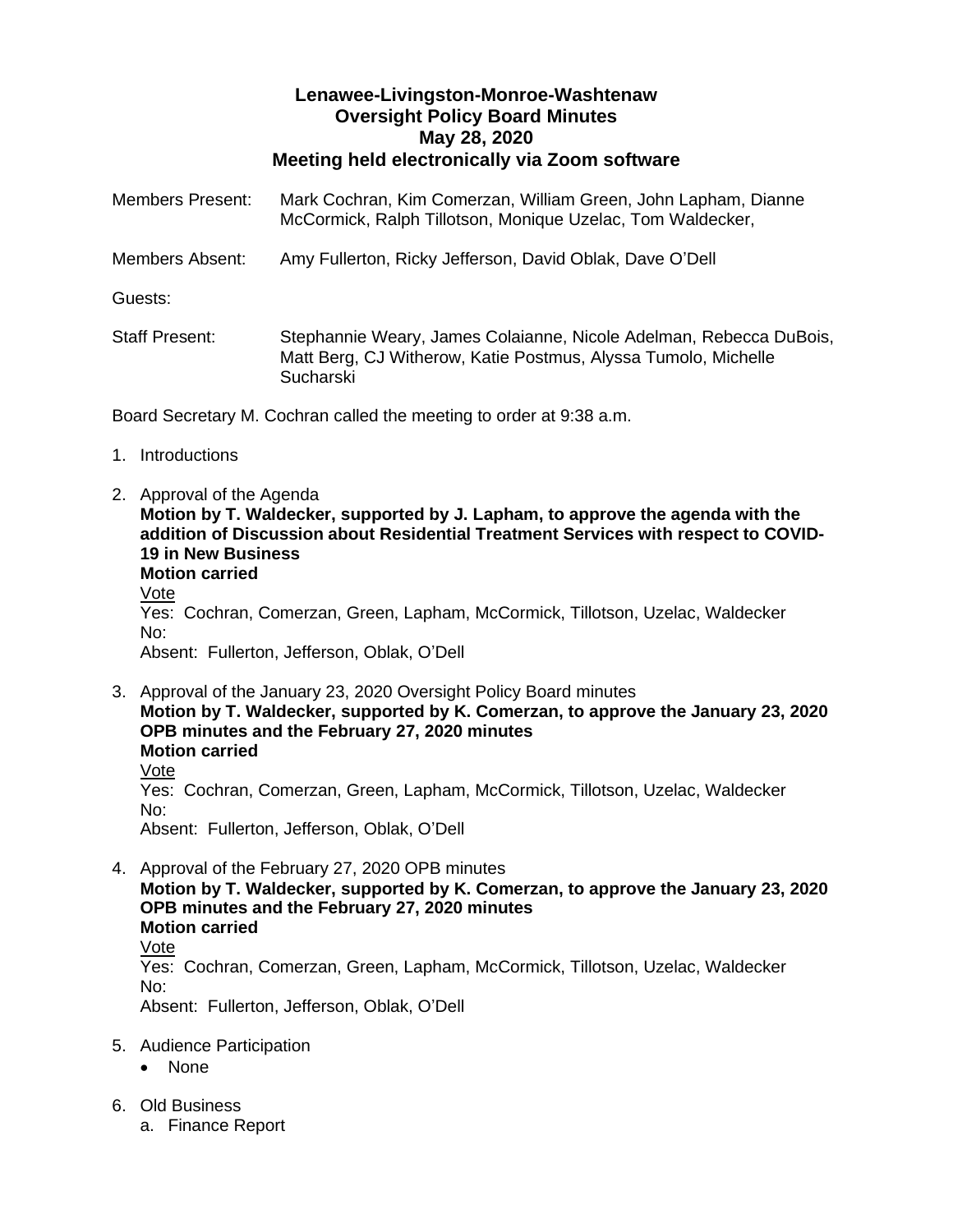**Lenawee-Livingston-Monroe-Washtenaw**
**Oversight Policy Board Minutes**
**May 28, 2020**
**Meeting held electronically via Zoom software**

Members Present: Mark Cochran, Kim Comerzan, William Green, John Lapham, Dianne McCormick, Ralph Tillotson, Monique Uzelac, Tom Waldecker,

Members Absent: Amy Fullerton, Ricky Jefferson, David Oblak, Dave O'Dell

Guests:

Staff Present: Stephannie Weary, James Colaianne, Nicole Adelman, Rebecca DuBois, Matt Berg, CJ Witherow, Katie Postmus, Alyssa Tumolo, Michelle Sucharski

Board Secretary M. Cochran called the meeting to order at 9:38 a.m.

1. Introductions

2. Approval of the Agenda
   **Motion by T. Waldecker, supported by J. Lapham, to approve the agenda with the addition of Discussion about Residential Treatment Services with respect to COVID-19 in New Business**
   **Motion carried**
   Vote
   Yes: Cochran, Comerzan, Green, Lapham, McCormick, Tillotson, Uzelac, Waldecker
   No:
   Absent: Fullerton, Jefferson, Oblak, O'Dell

3. Approval of the January 23, 2020 Oversight Policy Board minutes
   **Motion by T. Waldecker, supported by K. Comerzan, to approve the January 23, 2020 OPB minutes and the February 27, 2020 minutes**
   **Motion carried**
   Vote
   Yes: Cochran, Comerzan, Green, Lapham, McCormick, Tillotson, Uzelac, Waldecker
   No:
   Absent: Fullerton, Jefferson, Oblak, O'Dell

4. Approval of the February 27, 2020 OPB minutes
   **Motion by T. Waldecker, supported by K. Comerzan, to approve the January 23, 2020 OPB minutes and the February 27, 2020 minutes**
   **Motion carried**
   Vote
   Yes: Cochran, Comerzan, Green, Lapham, McCormick, Tillotson, Uzelac, Waldecker
   No:
   Absent: Fullerton, Jefferson, Oblak, O'Dell

5. Audience Participation
   - None

6. Old Business
   a. Finance Report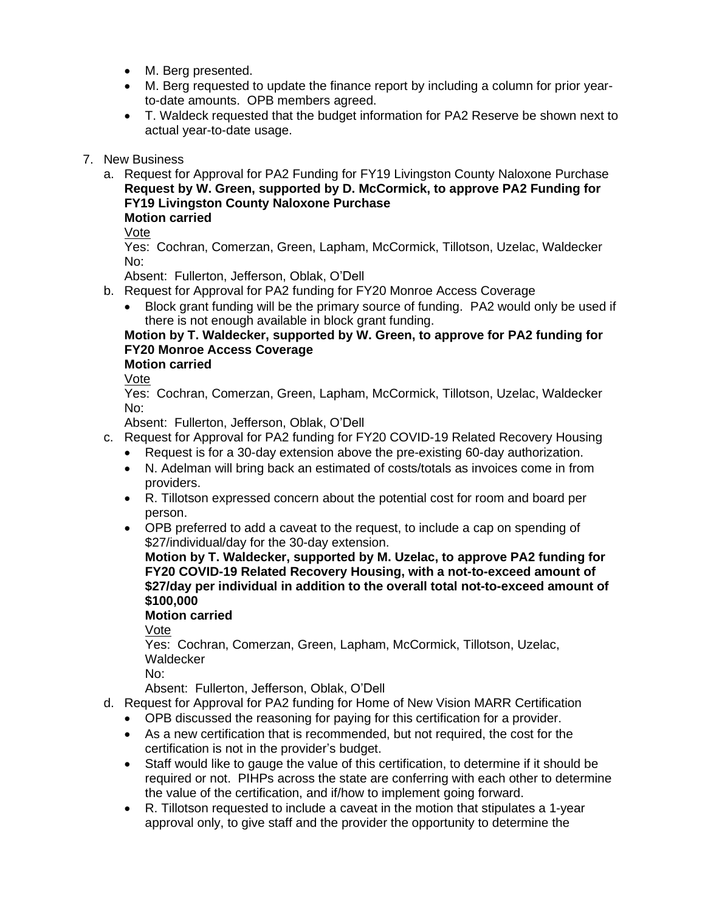- M. Berg presented.
- M. Berg requested to update the finance report by including a column for prior year-to-date amounts. OPB members agreed.
- T. Waldeck requested that the budget information for PA2 Reserve be shown next to actual year-to-date usage.

7. New Business
   a. Request for Approval for PA2 Funding for FY19 Livingston County Naloxone Purchase
      **Request by W. Green, supported by D. McCormick, to approve PA2 Funding for FY19 Livingston County Naloxone Purchase**
      **Motion carried**
      Vote
      Yes: Cochran, Comerzan, Green, Lapham, McCormick, Tillotson, Uzelac, Waldecker
      No:
      Absent: Fullerton, Jefferson, Oblak, O'Dell
   b. Request for Approval for PA2 funding for FY20 Monroe Access Coverage
      - Block grant funding will be the primary source of funding. PA2 would only be used if there is not enough available in block grant funding.

      **Motion by T. Waldecker, supported by W. Green, to approve for PA2 funding for FY20 Monroe Access Coverage**
      **Motion carried**
      Vote
      Yes: Cochran, Comerzan, Green, Lapham, McCormick, Tillotson, Uzelac, Waldecker
      No:
      Absent: Fullerton, Jefferson, Oblak, O'Dell
   c. Request for Approval for PA2 funding for FY20 COVID-19 Related Recovery Housing
      - Request is for a 30-day extension above the pre-existing 60-day authorization.
      - N. Adelman will bring back an estimated of costs/totals as invoices come in from providers.
      - R. Tillotson expressed concern about the potential cost for room and board per person.
      - OPB preferred to add a caveat to the request, to include a cap on spending of \$27/individual/day for the 30-day extension.

        **Motion by T. Waldecker, supported by M. Uzelac, to approve PA2 funding for FY20 COVID-19 Related Recovery Housing, with a not-to-exceed amount of \$27/day per individual in addition to the overall total not-to-exceed amount of \$100,000**
        **Motion carried**
        Vote
        Yes: Cochran, Comerzan, Green, Lapham, McCormick, Tillotson, Uzelac, Waldecker
        No:
        Absent: Fullerton, Jefferson, Oblak, O'Dell
   d. Request for Approval for PA2 funding for Home of New Vision MARR Certification
      - OPB discussed the reasoning for paying for this certification for a provider.
      - As a new certification that is recommended, but not required, the cost for the certification is not in the provider's budget.
      - Staff would like to gauge the value of this certification, to determine if it should be required or not. PIHPs across the state are conferring with each other to determine the value of the certification, and if/how to implement going forward.
      - R. Tillotson requested to include a caveat in the motion that stipulates a 1-year approval only, to give staff and the provider the opportunity to determine the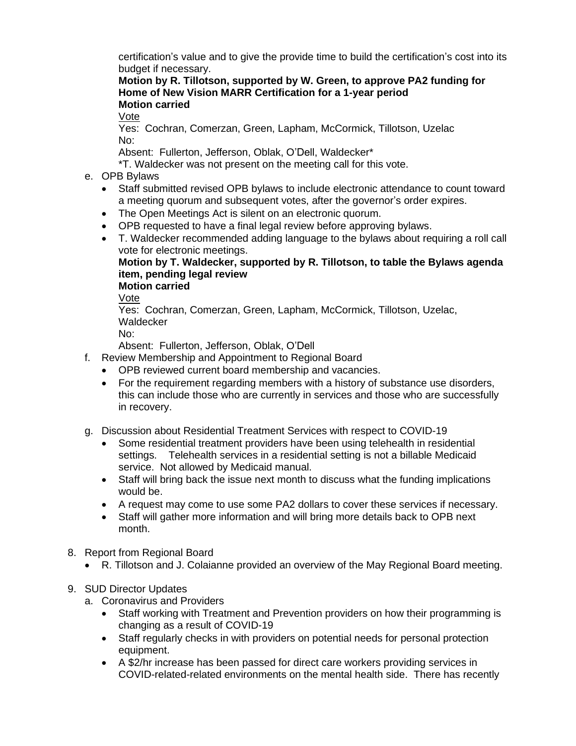certification's value and to give the provide time to build the certification's cost into its budget if necessary.

**Motion by R. Tillotson, supported by W. Green, to approve PA2 funding for Home of New Vision MARR Certification for a 1-year period**
**Motion carried**

<u>Vote</u>
Yes: Cochran, Comerzan, Green, Lapham, McCormick, Tillotson, Uzelac
No:
Absent: Fullerton, Jefferson, Oblak, O'Dell, Waldecker*
*T. Waldecker was not present on the meeting call for this vote.

e. OPB Bylaws
- Staff submitted revised OPB bylaws to include electronic attendance to count toward a meeting quorum and subsequent votes, after the governor's order expires.
- The Open Meetings Act is silent on an electronic quorum.
- OPB requested to have a final legal review before approving bylaws.
- T. Waldecker recommended adding language to the bylaws about requiring a roll call vote for electronic meetings.

**Motion by T. Waldecker, supported by R. Tillotson, to table the Bylaws agenda item, pending legal review**
**Motion carried**

<u>Vote</u>
Yes: Cochran, Comerzan, Green, Lapham, McCormick, Tillotson, Uzelac, Waldecker
No:
Absent: Fullerton, Jefferson, Oblak, O'Dell

f. Review Membership and Appointment to Regional Board
- OPB reviewed current board membership and vacancies.
- For the requirement regarding members with a history of substance use disorders, this can include those who are currently in services and those who are successfully in recovery.

g. Discussion about Residential Treatment Services with respect to COVID-19
- Some residential treatment providers have been using telehealth in residential settings. Telehealth services in a residential setting is not a billable Medicaid service. Not allowed by Medicaid manual.
- Staff will bring back the issue next month to discuss what the funding implications would be.
- A request may come to use some PA2 dollars to cover these services if necessary.
- Staff will gather more information and will bring more details back to OPB next month.

8. Report from Regional Board
   - R. Tillotson and J. Colaianne provided an overview of the May Regional Board meeting.

9. SUD Director Updates

a. Coronavirus and Providers
- Staff working with Treatment and Prevention providers on how their programming is changing as a result of COVID-19
- Staff regularly checks in with providers on potential needs for personal protection equipment.
- A $2/hr increase has been passed for direct care workers providing services in COVID-related-related environments on the mental health side. There has recently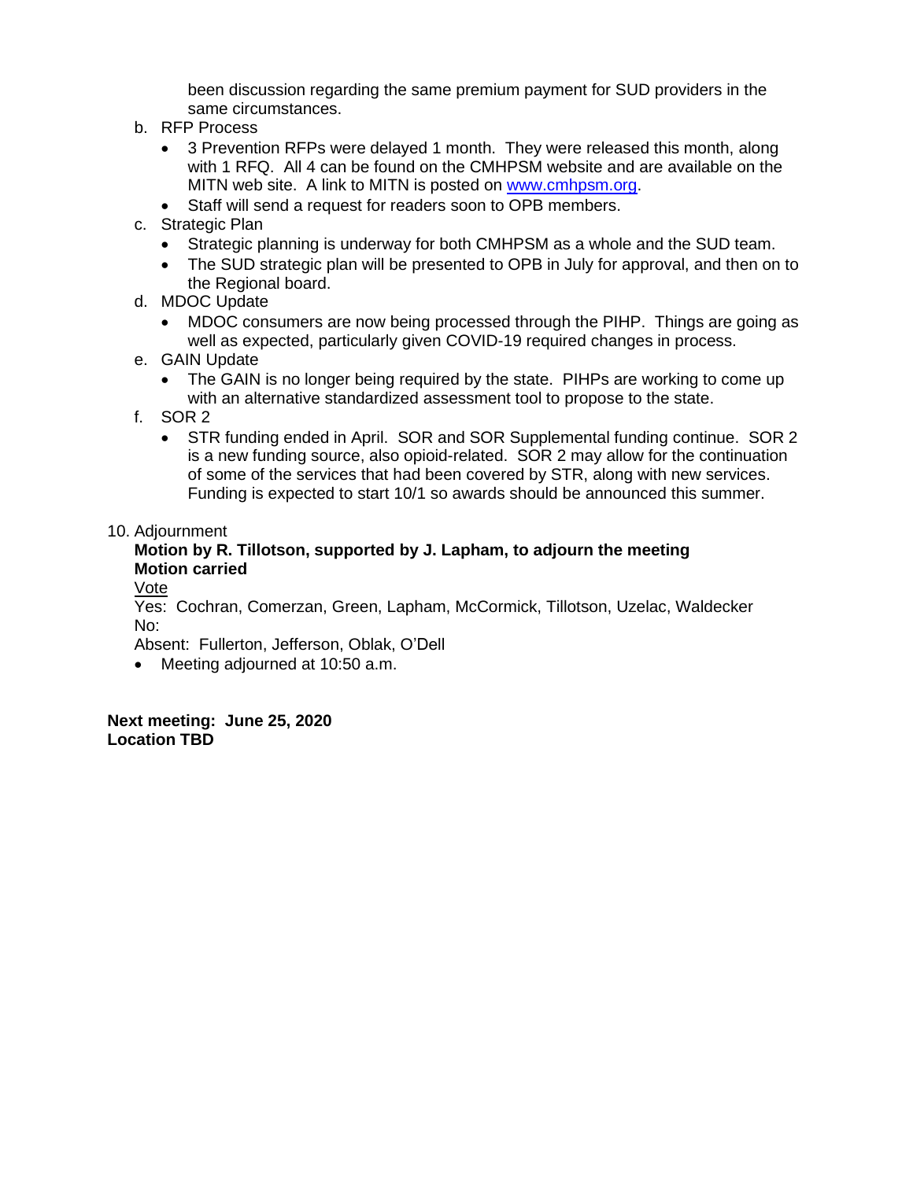been discussion regarding the same premium payment for SUD providers in the same circumstances.

b. RFP Process
   - 3 Prevention RFPs were delayed 1 month. They were released this month, along with 1 RFQ. All 4 can be found on the CMHPSM website and are available on the MITN web site. A link to MITN is posted on [www.cmhpsm.org](http://www.cmhpsm.org).
   - Staff will send a request for readers soon to OPB members.

c. Strategic Plan
   - Strategic planning is underway for both CMHPSM as a whole and the SUD team.
   - The SUD strategic plan will be presented to OPB in July for approval, and then on to the Regional board.

d. MDOC Update
   - MDOC consumers are now being processed through the PIHP. Things are going as well as expected, particularly given COVID-19 required changes in process.

e. GAIN Update
   - The GAIN is no longer being required by the state. PIHPs are working to come up with an alternative standardized assessment tool to propose to the state.

f. SOR 2
   - STR funding ended in April. SOR and SOR Supplemental funding continue. SOR 2 is a new funding source, also opioid-related. SOR 2 may allow for the continuation of some of the services that had been covered by STR, along with new services. Funding is expected to start 10/1 so awards should be announced this summer.

10. Adjournment

**Motion by R. Tillotson, supported by J. Lapham, to adjourn the meeting**
**Motion carried**

<u>Vote</u>
Yes: Cochran, Comerzan, Green, Lapham, McCormick, Tillotson, Uzelac, Waldecker
No:
Absent: Fullerton, Jefferson, Oblak, O'Dell

- Meeting adjourned at 10:50 a.m.

**Next meeting: June 25, 2020**
**Location TBD**